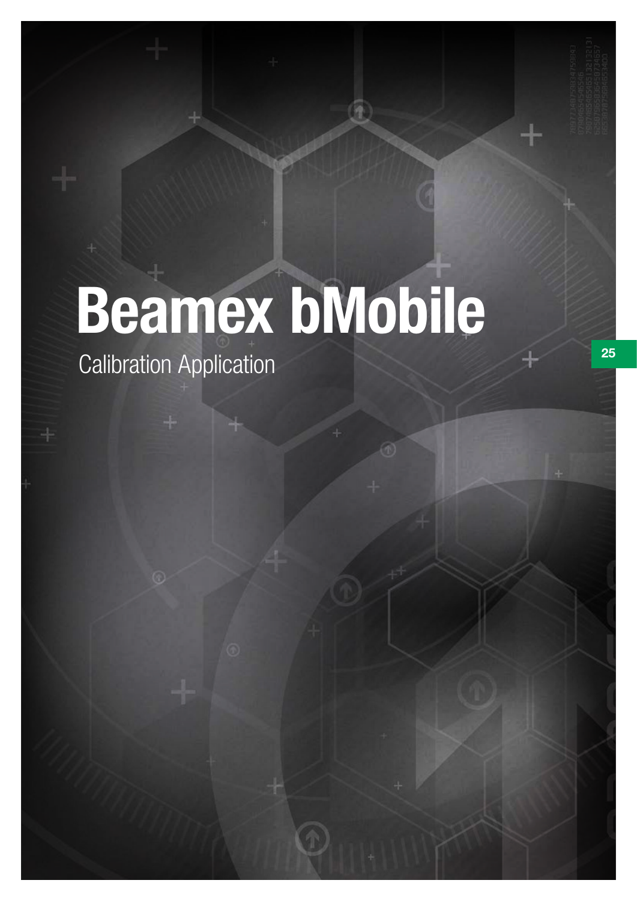# Beamex bMobile

Calibration Application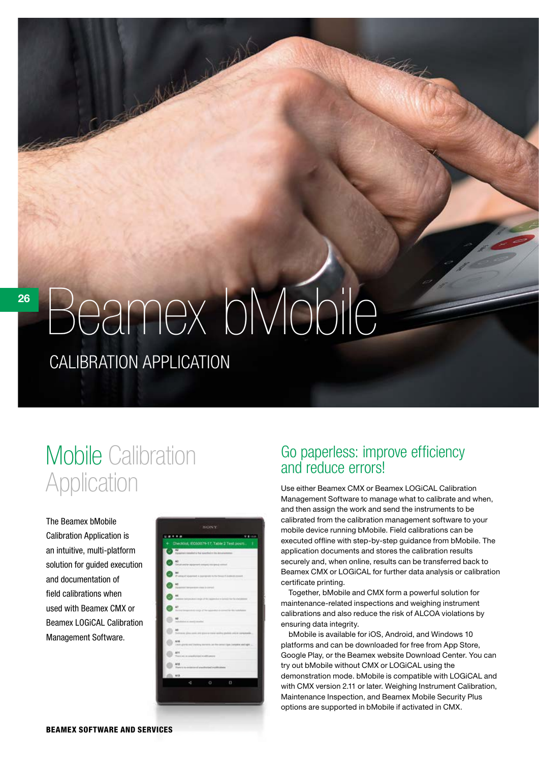# Beamex bMobile

CALIBRATION APPLICATION

## Mobile Calibration Application

The Beamex bMobile Calibration Application is an intuitive, multi-platform solution for guided execution and documentation of field calibrations when used with Beamex CMX or Beamex LOGiCAL Calibration Management Software.

## Go paperless: improve efficiency and reduce errors!

Use either Beamex CMX or Beamex LOGiCAL Calibration Management Software to manage what to calibrate and when, and then assign the work and send the instruments to be calibrated from the calibration management software to your mobile device running bMobile. Field calibrations can be executed offline with step-by-step guidance from bMobile. The application documents and stores the calibration results securely and, when online, results can be transferred back to Beamex CMX or LOGiCAL for further data analysis or calibration certificate printing.

Together, bMobile and CMX form a powerful solution for maintenance-related inspections and weighing instrument calibrations and also reduce the risk of ALCOA violations by ensuring data integrity.

bMobile is available for iOS, Android, and Windows 10 platforms and can be downloaded for free from App Store, Google Play, or the Beamex website Download Center. You can try out bMobile without CMX or LOGiCAL using the demonstration mode. bMobile is compatible with LOGiCAL and with CMX version 2.11 or later. Weighing Instrument Calibration, Maintenance Inspection, and Beamex Mobile Security Plus options are supported in bMobile if activated in CMX.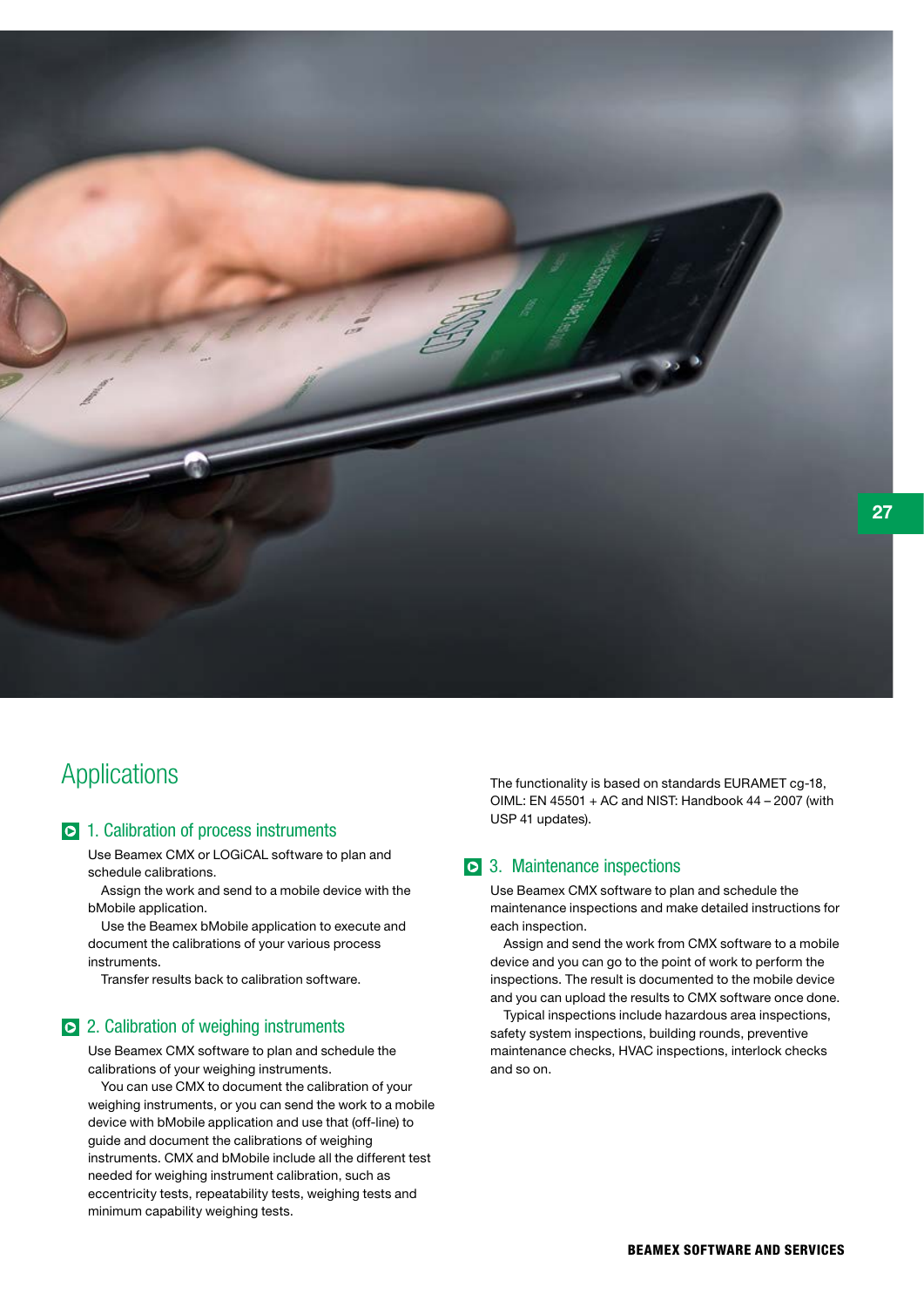# Applications

## 1. Calibration of process instruments

Use Beamex CMX or LOGiCAL software to plan and schedule calibrations.

Assign the work and send to a mobile device with the bMobile application.

Use the Beamex bMobile application to execute and document the calibrations of your various process instruments.

Transfer results back to calibration software.

## 2. Calibration of weighing instruments

Use Beamex CMX software to plan and schedule the calibrations of your weighing instruments.

You can use CMX to document the calibration of your weighing instruments, or you can send the work to a mobile device with bMobile application and use that (off-line) to guide and document the calibrations of weighing instruments. CMX and bMobile include all the different test needed for weighing instrument calibration, such as eccentricity tests, repeatability tests, weighing tests and minimum capability weighing tests.

The functionality is based on standards EURAMET cg-18, OIML: EN 45501 + AC and NIST: Handbook 44 – 2007 (with USP 41 updates).

## 3. Maintenance inspections

Use Beamex CMX software to plan and schedule the maintenance inspections and make detailed instructions for each inspection.

Assign and send the work from CMX software to a mobile device and you can go to the point of work to perform the inspections. The result is documented to the mobile device and you can upload the results to CMX software once done.

Typical inspections include hazardous area inspections, safety system inspections, building rounds, preventive maintenance checks, HVAC inspections, interlock checks and so on.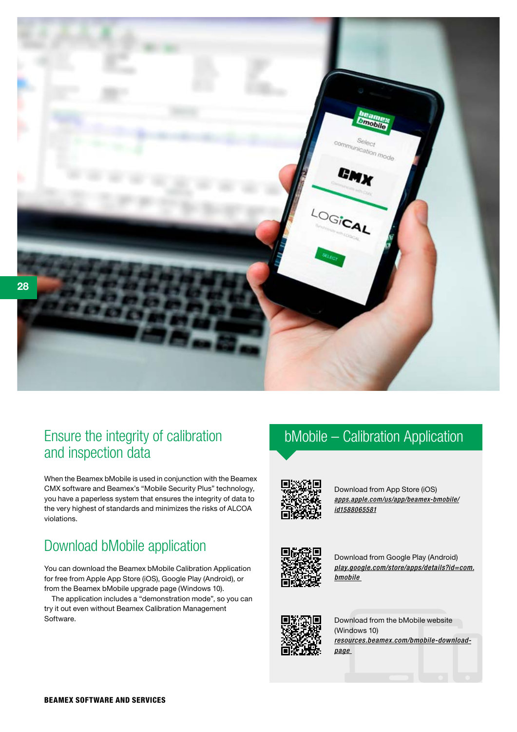## Ensure the integrity of calibration and inspection data

When the Beamex bMobile is used in conjunction with the Beamex CMX software and Beamex's "Mobile Security Plus" technology, you have a paperless system that ensures the integrity of data to the very highest of standards and minimizes the risks of ALCOA violations.

## Download bMobile application

You can download the Beamex bMobile Calibration Application for free from Apple App Store (iOS), Google Play (Android), or from the Beamex bMobile upgrade page (Windows 10).

The application includes a "demonstration mode", so you can try it out even without Beamex Calibration Management Software.

## bMobile – Calibration Application

Download from App Store (iOS)
*apps.apple.com/us/app/beamex-bmobile/id1588065581*

Download from Google Play (Android)
*play.google.com/store/apps/details?id=com.bmobile*

Download from the bMobile website (Windows 10)
*resources.beamex.com/bmobile-download-page*

**BEAMEX SOFTWARE AND SERVICES**